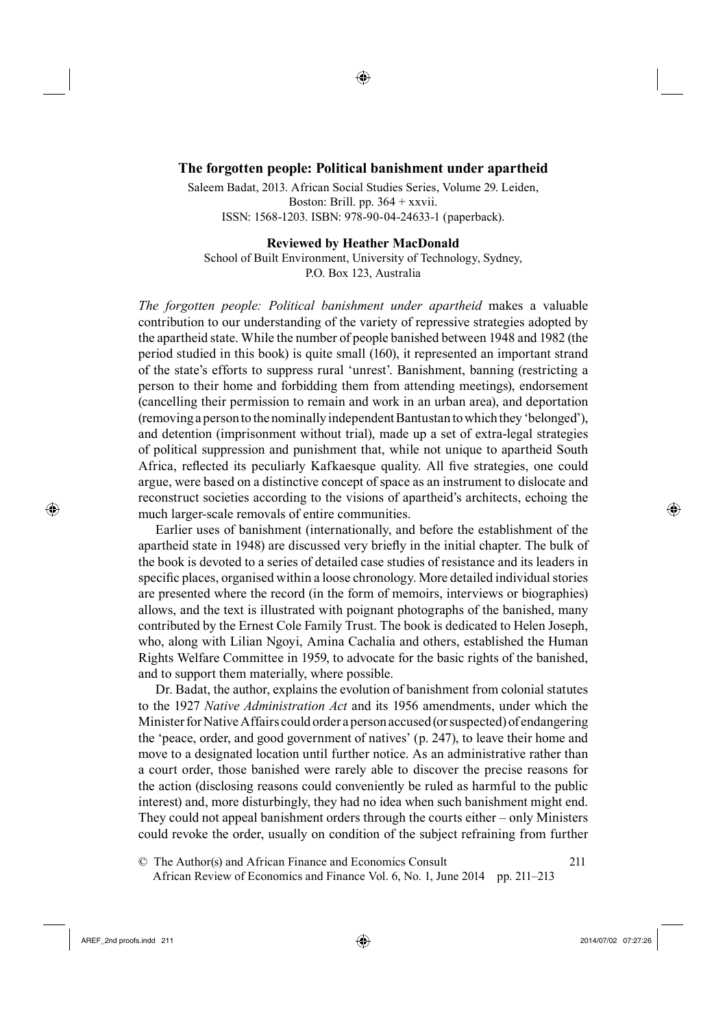## The forgotten people: Political banishment under apartheid

Saleem Badat, 2013. African Social Studies Series, Volume 29. Leiden, Boston: Brill. pp. 364 + xxvii.
ISSN: 1568-1203. ISBN: 978-90-04-24633-1 (paperback).

**Reviewed by Heather MacDonald**
School of Built Environment, University of Technology, Sydney, P.O. Box 123, Australia

*The forgotten people: Political banishment under apartheid* makes a valuable contribution to our understanding of the variety of repressive strategies adopted by the apartheid state. While the number of people banished between 1948 and 1982 (the period studied in this book) is quite small (160), it represented an important strand of the state's efforts to suppress rural 'unrest'. Banishment, banning (restricting a person to their home and forbidding them from attending meetings), endorsement (cancelling their permission to remain and work in an urban area), and deportation (removing a person to the nominally independent Bantustan to which they 'belonged'), and detention (imprisonment without trial), made up a set of extra-legal strategies of political suppression and punishment that, while not unique to apartheid South Africa, reflected its peculiarly Kafkaesque quality. All five strategies, one could argue, were based on a distinctive concept of space as an instrument to dislocate and reconstruct societies according to the visions of apartheid's architects, echoing the much larger-scale removals of entire communities.

Earlier uses of banishment (internationally, and before the establishment of the apartheid state in 1948) are discussed very briefly in the initial chapter. The bulk of the book is devoted to a series of detailed case studies of resistance and its leaders in specific places, organised within a loose chronology. More detailed individual stories are presented where the record (in the form of memoirs, interviews or biographies) allows, and the text is illustrated with poignant photographs of the banished, many contributed by the Ernest Cole Family Trust. The book is dedicated to Helen Joseph, who, along with Lilian Ngoyi, Amina Cachalia and others, established the Human Rights Welfare Committee in 1959, to advocate for the basic rights of the banished, and to support them materially, where possible.

Dr. Badat, the author, explains the evolution of banishment from colonial statutes to the 1927 *Native Administration Act* and its 1956 amendments, under which the Minister for Native Affairs could order a person accused (or suspected) of endangering the 'peace, order, and good government of natives' (p. 247), to leave their home and move to a designated location until further notice. As an administrative rather than a court order, those banished were rarely able to discover the precise reasons for the action (disclosing reasons could conveniently be ruled as harmful to the public interest) and, more disturbingly, they had no idea when such banishment might end. They could not appeal banishment orders through the courts either – only Ministers could revoke the order, usually on condition of the subject refraining from further

© The Author(s) and African Finance and Economics Consult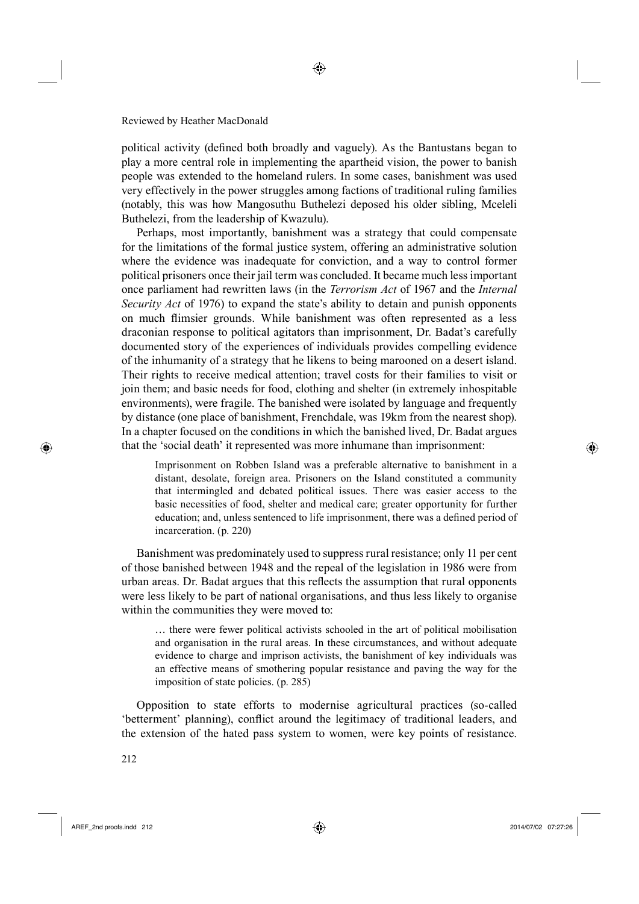political activity (defined both broadly and vaguely). As the Bantustans began to play a more central role in implementing the apartheid vision, the power to banish people was extended to the homeland rulers. In some cases, banishment was used very effectively in the power struggles among factions of traditional ruling families (notably, this was how Mangosuthu Buthelezi deposed his older sibling, Mceleli Buthelezi, from the leadership of Kwazulu).

Perhaps, most importantly, banishment was a strategy that could compensate for the limitations of the formal justice system, offering an administrative solution where the evidence was inadequate for conviction, and a way to control former political prisoners once their jail term was concluded. It became much less important once parliament had rewritten laws (in the *Terrorism Act* of 1967 and the *Internal Security Act* of 1976) to expand the state's ability to detain and punish opponents on much flimsier grounds. While banishment was often represented as a less draconian response to political agitators than imprisonment, Dr. Badat's carefully documented story of the experiences of individuals provides compelling evidence of the inhumanity of a strategy that he likens to being marooned on a desert island. Their rights to receive medical attention; travel costs for their families to visit or join them; and basic needs for food, clothing and shelter (in extremely inhospitable environments), were fragile. The banished were isolated by language and frequently by distance (one place of banishment, Frenchdale, was 19km from the nearest shop). In a chapter focused on the conditions in which the banished lived, Dr. Badat argues that the 'social death' it represented was more inhumane than imprisonment:

> Imprisonment on Robben Island was a preferable alternative to banishment in a distant, desolate, foreign area. Prisoners on the Island constituted a community that intermingled and debated political issues. There was easier access to the basic necessities of food, shelter and medical care; greater opportunity for further education; and, unless sentenced to life imprisonment, there was a defined period of incarceration. (p. 220)

Banishment was predominately used to suppress rural resistance; only 11 per cent of those banished between 1948 and the repeal of the legislation in 1986 were from urban areas. Dr. Badat argues that this reflects the assumption that rural opponents were less likely to be part of national organisations, and thus less likely to organise within the communities they were moved to:

> … there were fewer political activists schooled in the art of political mobilisation and organisation in the rural areas. In these circumstances, and without adequate evidence to charge and imprison activists, the banishment of key individuals was an effective means of smothering popular resistance and paving the way for the imposition of state policies. (p. 285)

Opposition to state efforts to modernise agricultural practices (so-called 'betterment' planning), conflict around the legitimacy of traditional leaders, and the extension of the hated pass system to women, were key points of resistance.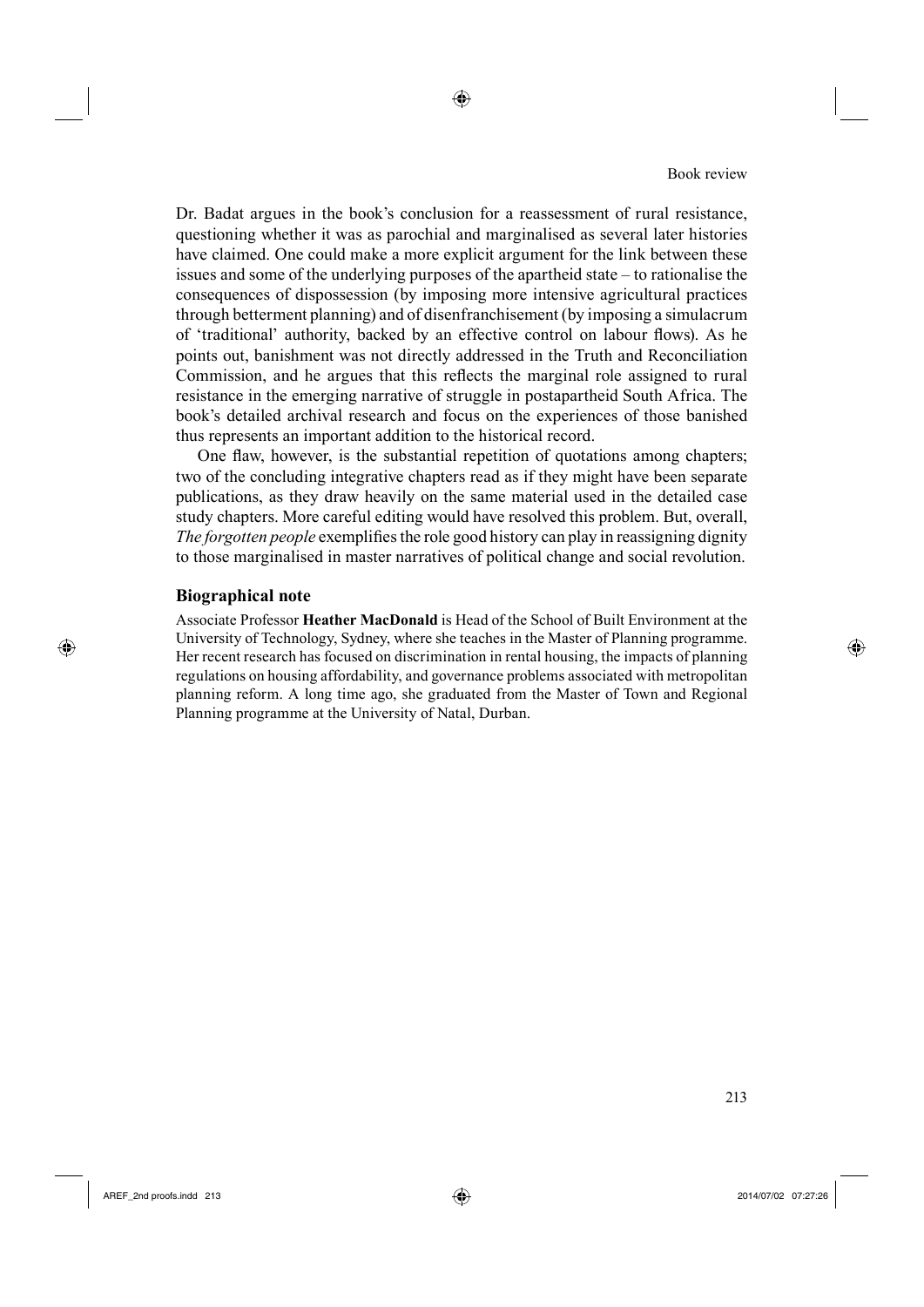Dr. Badat argues in the book's conclusion for a reassessment of rural resistance, questioning whether it was as parochial and marginalised as several later histories have claimed. One could make a more explicit argument for the link between these issues and some of the underlying purposes of the apartheid state – to rationalise the consequences of dispossession (by imposing more intensive agricultural practices through betterment planning) and of disenfranchisement (by imposing a simulacrum of 'traditional' authority, backed by an effective control on labour flows). As he points out, banishment was not directly addressed in the Truth and Reconciliation Commission, and he argues that this reflects the marginal role assigned to rural resistance in the emerging narrative of struggle in postapartheid South Africa. The book's detailed archival research and focus on the experiences of those banished thus represents an important addition to the historical record.

One flaw, however, is the substantial repetition of quotations among chapters; two of the concluding integrative chapters read as if they might have been separate publications, as they draw heavily on the same material used in the detailed case study chapters. More careful editing would have resolved this problem. But, overall, *The forgotten people* exemplifies the role good history can play in reassigning dignity to those marginalised in master narratives of political change and social revolution.

## Biographical note

Associate Professor **Heather MacDonald** is Head of the School of Built Environment at the University of Technology, Sydney, where she teaches in the Master of Planning programme. Her recent research has focused on discrimination in rental housing, the impacts of planning regulations on housing affordability, and governance problems associated with metropolitan planning reform. A long time ago, she graduated from the Master of Town and Regional Planning programme at the University of Natal, Durban.